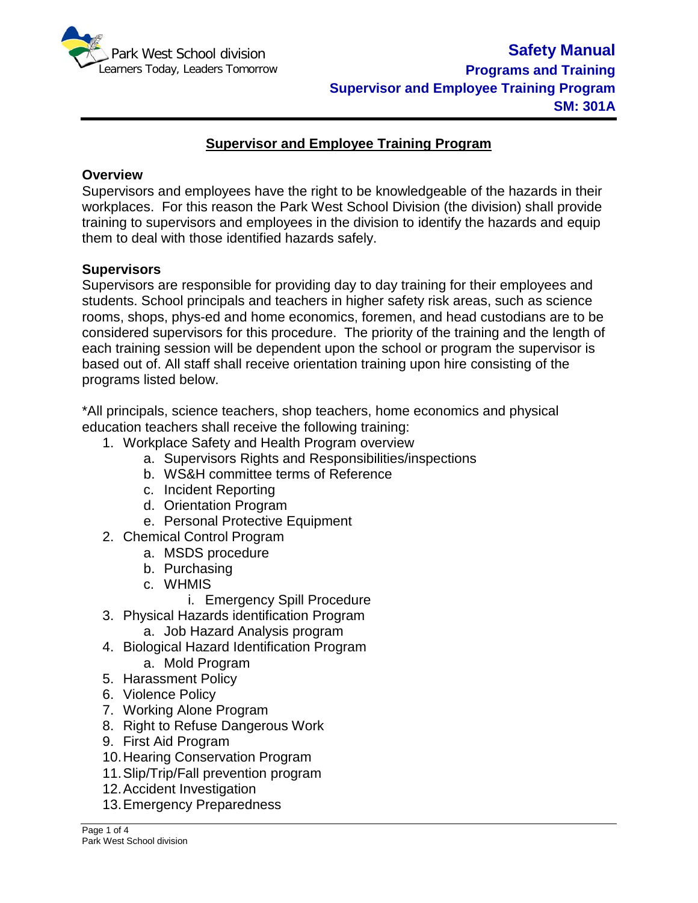# Supervisor and Employee Training Program

## Overview

Supervisors and employees have the right to be knowledgeable of the hazards in their workplaces. For this reason the Park West School Division (the division) shall provide training to supervisors and employees in the division to identify the hazards and equip them to deal with those identified hazards safely.

## Supervisors

Supervisors are responsible for providing day to day training for their employees and students. School principals and teachers in higher safety risk areas, such as science rooms, shops, phys-ed and home economics, foremen, and head custodians are to be considered supervisors for this procedure. The priority of the training and the length of each training session will be dependent upon the school or program the supervisor is based out of. All staff shall receive orientation training upon hire consisting of the programs listed below.

*All principals, science teachers, shop teachers, home economics and physical education teachers shall receive the following training:

1. Workplace Safety and Health Program overview
   a. Supervisors Rights and Responsibilities/inspections
   b. WS&H committee terms of Reference
   c. Incident Reporting
   d. Orientation Program
   e. Personal Protective Equipment
2. Chemical Control Program
   a. MSDS procedure
   b. Purchasing
   c. WHMIS
      i. Emergency Spill Procedure
3. Physical Hazards identification Program
   a. Job Hazard Analysis program
4. Biological Hazard Identification Program
   a. Mold Program
5. Harassment Policy
6. Violence Policy
7. Working Alone Program
8. Right to Refuse Dangerous Work
9. First Aid Program
10. Hearing Conservation Program
11. Slip/Trip/Fall prevention program
12. Accident Investigation
13. Emergency Preparedness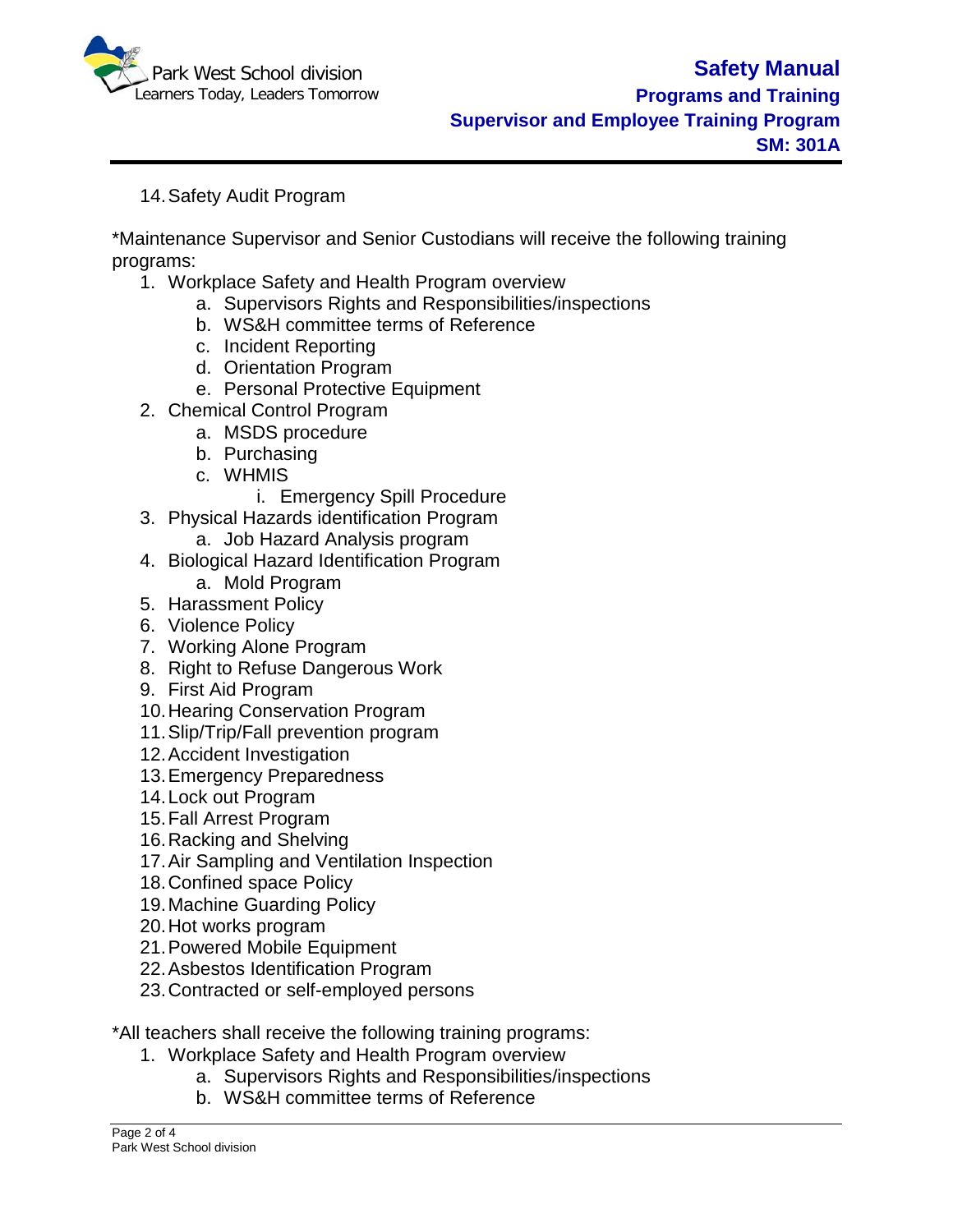14. Safety Audit Program

*Maintenance Supervisor and Senior Custodians will receive the following training programs:

1. Workplace Safety and Health Program overview
    a. Supervisors Rights and Responsibilities/inspections
    b. WS&H committee terms of Reference
    c. Incident Reporting
    d. Orientation Program
    e. Personal Protective Equipment
2. Chemical Control Program
    a. MSDS procedure
    b. Purchasing
    c. WHMIS
        i. Emergency Spill Procedure
3. Physical Hazards identification Program
    a. Job Hazard Analysis program
4. Biological Hazard Identification Program
    a. Mold Program
5. Harassment Policy
6. Violence Policy
7. Working Alone Program
8. Right to Refuse Dangerous Work
9. First Aid Program
10. Hearing Conservation Program
11. Slip/Trip/Fall prevention program
12. Accident Investigation
13. Emergency Preparedness
14. Lock out Program
15. Fall Arrest Program
16. Racking and Shelving
17. Air Sampling and Ventilation Inspection
18. Confined space Policy
19. Machine Guarding Policy
20. Hot works program
21. Powered Mobile Equipment
22. Asbestos Identification Program
23. Contracted or self-employed persons

*All teachers shall receive the following training programs:

1. Workplace Safety and Health Program overview
    a. Supervisors Rights and Responsibilities/inspections
    b. WS&H committee terms of Reference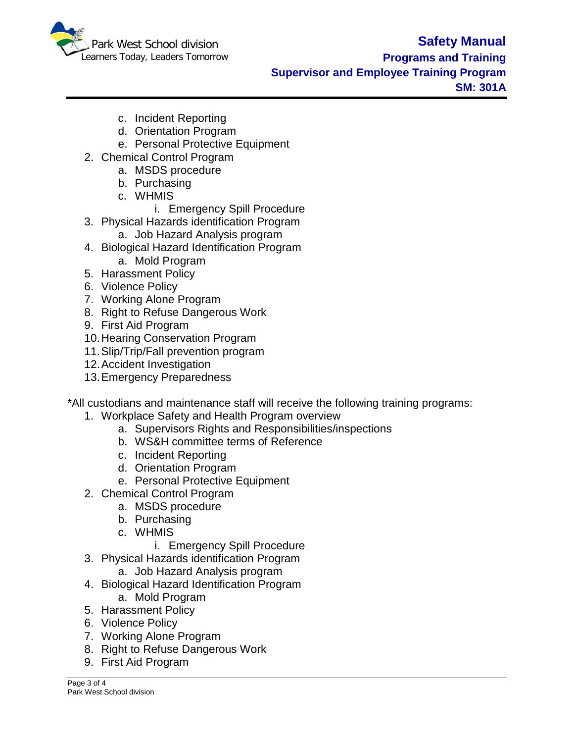c. Incident Reporting
   d. Orientation Program
   e. Personal Protective Equipment
2. Chemical Control Program
   a. MSDS procedure
   b. Purchasing
   c. WHMIS
      i. Emergency Spill Procedure
3. Physical Hazards identification Program
   a. Job Hazard Analysis program
4. Biological Hazard Identification Program
   a. Mold Program
5. Harassment Policy
6. Violence Policy
7. Working Alone Program
8. Right to Refuse Dangerous Work
9. First Aid Program
10. Hearing Conservation Program
11. Slip/Trip/Fall prevention program
12. Accident Investigation
13. Emergency Preparedness

*All custodians and maintenance staff will receive the following training programs:

1. Workplace Safety and Health Program overview
   a. Supervisors Rights and Responsibilities/inspections
   b. WS&H committee terms of Reference
   c. Incident Reporting
   d. Orientation Program
   e. Personal Protective Equipment
2. Chemical Control Program
   a. MSDS procedure
   b. Purchasing
   c. WHMIS
      i. Emergency Spill Procedure
3. Physical Hazards identification Program
   a. Job Hazard Analysis program
4. Biological Hazard Identification Program
   a. Mold Program
5. Harassment Policy
6. Violence Policy
7. Working Alone Program
8. Right to Refuse Dangerous Work
9. First Aid Program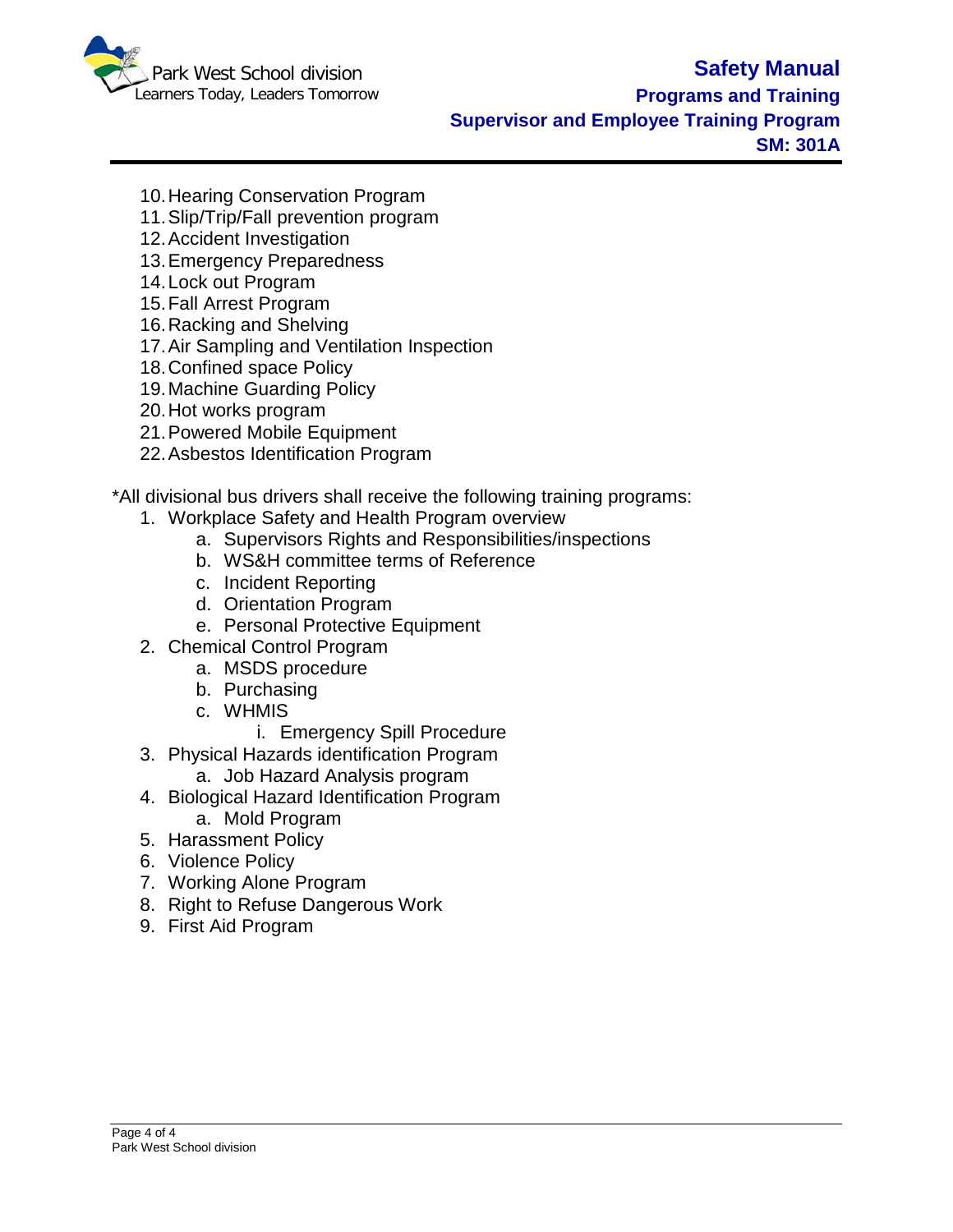10. Hearing Conservation Program
11. Slip/Trip/Fall prevention program
12. Accident Investigation
13. Emergency Preparedness
14. Lock out Program
15. Fall Arrest Program
16. Racking and Shelving
17. Air Sampling and Ventilation Inspection
18. Confined space Policy
19. Machine Guarding Policy
20. Hot works program
21. Powered Mobile Equipment
22. Asbestos Identification Program

*All divisional bus drivers shall receive the following training programs:

1. Workplace Safety and Health Program overview
    a. Supervisors Rights and Responsibilities/inspections
    b. WS&H committee terms of Reference
    c. Incident Reporting
    d. Orientation Program
    e. Personal Protective Equipment
2. Chemical Control Program
    a. MSDS procedure
    b. Purchasing
    c. WHMIS
        i. Emergency Spill Procedure
3. Physical Hazards identification Program
    a. Job Hazard Analysis program
4. Biological Hazard Identification Program
    a. Mold Program
5. Harassment Policy
6. Violence Policy
7. Working Alone Program
8. Right to Refuse Dangerous Work
9. First Aid Program